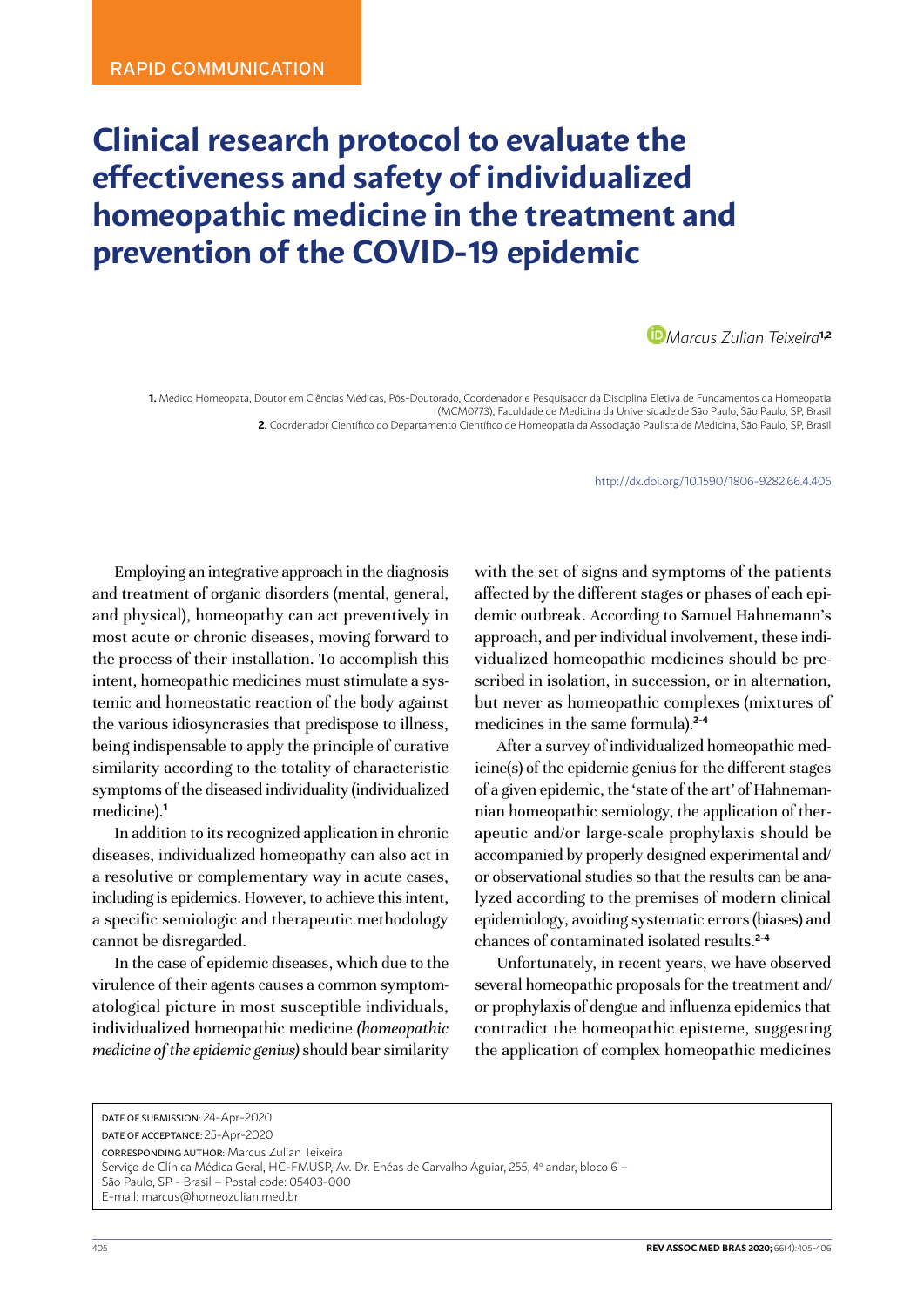RAPID COMMUNICATION

# Clinical research protocol to evaluate the effectiveness and safety of individualized homeopathic medicine in the treatment and prevention of the COVID-19 epidemic

Marcus Zulian Teixeira[1,2]

1. Médico Homeopata, Doutor em Ciências Médicas, Pós-Doutorado, Coordenador e Pesquisador da Disciplina Eletiva de Fundamentos da Homeopatia (MCM0773), Faculdade de Medicina da Universidade de São Paulo, São Paulo, SP, Brasil
2. Coordenador Científico do Departamento Científico de Homeopatia da Associação Paulista de Medicina, São Paulo, SP, Brasil

http://dx.doi.org/10.1590/1806-9282.66.4.405

Employing an integrative approach in the diagnosis and treatment of organic disorders (mental, general, and physical), homeopathy can act preventively in most acute or chronic diseases, moving forward to the process of their installation. To accomplish this intent, homeopathic medicines must stimulate a systemic and homeostatic reaction of the body against the various idiosyncrasies that predispose to illness, being indispensable to apply the principle of curative similarity according to the totality of characteristic symptoms of the diseased individuality (individualized medicine).[1]

In addition to its recognized application in chronic diseases, individualized homeopathy can also act in a resolutive or complementary way in acute cases, including is epidemics. However, to achieve this intent, a specific semiologic and therapeutic methodology cannot be disregarded.

In the case of epidemic diseases, which due to the virulence of their agents causes a common symptomatological picture in most susceptible individuals, individualized homeopathic medicine *(homeopathic medicine of the epidemic genius)* should bear similarity with the set of signs and symptoms of the patients affected by the different stages or phases of each epidemic outbreak. According to Samuel Hahnemann's approach, and per individual involvement, these individualized homeopathic medicines should be prescribed in isolation, in succession, or in alternation, but never as homeopathic complexes (mixtures of medicines in the same formula).[2-4]

After a survey of individualized homeopathic medicine(s) of the epidemic genius for the different stages of a given epidemic, the 'state of the art' of Hahnemannian homeopathic semiology, the application of therapeutic and/or large-scale prophylaxis should be accompanied by properly designed experimental and/or observational studies so that the results can be analyzed according to the premises of modern clinical epidemiology, avoiding systematic errors (biases) and chances of contaminated isolated results.[2-4]

Unfortunately, in recent years, we have observed several homeopathic proposals for the treatment and/or prophylaxis of dengue and influenza epidemics that contradict the homeopathic episteme, suggesting the application of complex homeopathic medicines

DATE OF SUBMISSION: 24-Apr-2020
DATE OF ACCEPTANCE: 25-Apr-2020
CORRESPONDING AUTHOR: Marcus Zulian Teixeira
Serviço de Clínica Médica Geral, HC-FMUSP, Av. Dr. Enéas de Carvalho Aguiar, 255, 4º andar, bloco 6 –
São Paulo, SP - Brasil – Postal code: 05403-000
E-mail: marcus@homeozulian.med.br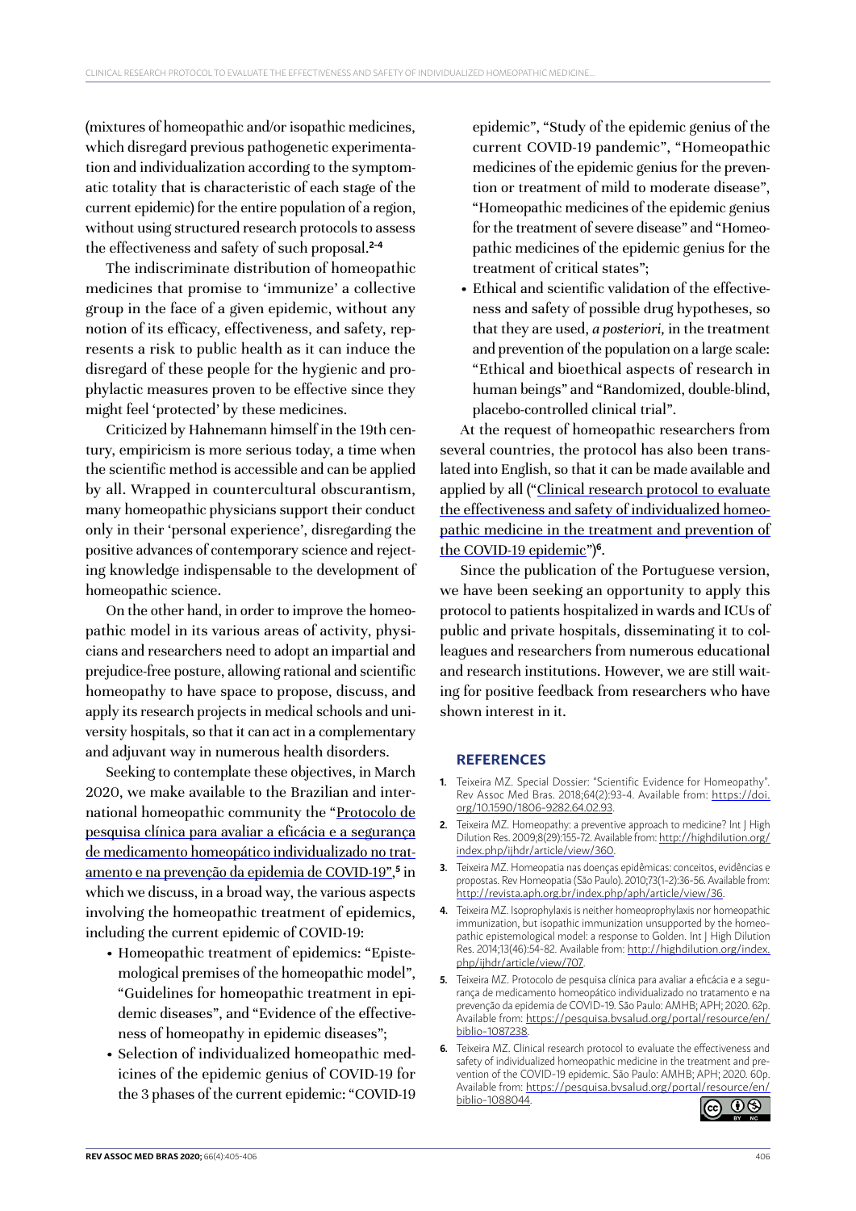(mixtures of homeopathic and/or isopathic medicines, which disregard previous pathogenetic experimentation and individualization according to the symptomatic totality that is characteristic of each stage of the current epidemic) for the entire population of a region, without using structured research protocols to assess the effectiveness and safety of such proposal.[2-4]

The indiscriminate distribution of homeopathic medicines that promise to 'immunize' a collective group in the face of a given epidemic, without any notion of its efficacy, effectiveness, and safety, represents a risk to public health as it can induce the disregard of these people for the hygienic and prophylactic measures proven to be effective since they might feel 'protected' by these medicines.

Criticized by Hahnemann himself in the 19th century, empiricism is more serious today, a time when the scientific method is accessible and can be applied by all. Wrapped in countercultural obscurantism, many homeopathic physicians support their conduct only in their 'personal experience', disregarding the positive advances of contemporary science and rejecting knowledge indispensable to the development of homeopathic science.

On the other hand, in order to improve the homeopathic model in its various areas of activity, physicians and researchers need to adopt an impartial and prejudice-free posture, allowing rational and scientific homeopathy to have space to propose, discuss, and apply its research projects in medical schools and university hospitals, so that it can act in a complementary and adjuvant way in numerous health disorders.

Seeking to contemplate these objectives, in March 2020, we make available to the Brazilian and international homeopathic community the "Protocolo de pesquisa clínica para avaliar a eficácia e a segurança de medicamento homeopático individualizado no tratamento e na prevenção da epidemia de COVID-19",[5] in which we discuss, in a broad way, the various aspects involving the homeopathic treatment of epidemics, including the current epidemic of COVID-19:

- Homeopathic treatment of epidemics: "Epistemological premises of the homeopathic model", "Guidelines for homeopathic treatment in epidemic diseases", and "Evidence of the effectiveness of homeopathy in epidemic diseases";
- Selection of individualized homeopathic medicines of the epidemic genius of COVID-19 for the 3 phases of the current epidemic: "COVID-19 epidemic", "Study of the epidemic genius of the current COVID-19 pandemic", "Homeopathic medicines of the epidemic genius for the prevention or treatment of mild to moderate disease", "Homeopathic medicines of the epidemic genius for the treatment of severe disease" and "Homeopathic medicines of the epidemic genius for the treatment of critical states";
- Ethical and scientific validation of the effectiveness and safety of possible drug hypotheses, so that they are used, *a posteriori,* in the treatment and prevention of the population on a large scale: "Ethical and bioethical aspects of research in human beings" and "Randomized, double-blind, placebo-controlled clinical trial".

At the request of homeopathic researchers from several countries, the protocol has also been translated into English, so that it can be made available and applied by all ("Clinical research protocol to evaluate the effectiveness and safety of individualized homeopathic medicine in the treatment and prevention of the COVID-19 epidemic")[6].

Since the publication of the Portuguese version, we have been seeking an opportunity to apply this protocol to patients hospitalized in wards and ICUs of public and private hospitals, disseminating it to colleagues and researchers from numerous educational and research institutions. However, we are still waiting for positive feedback from researchers who have shown interest in it.

## REFERENCES

1. Teixeira MZ. Special Dossier: "Scientific Evidence for Homeopathy". Rev Assoc Med Bras. 2018;64(2):93-4. Available from: https://doi.org/10.1590/1806-9282.64.02.93.
2. Teixeira MZ. Homeopathy: a preventive approach to medicine? Int J High Dilution Res. 2009;8(29):155-72. Available from: http://highdilution.org/index.php/ijhdr/article/view/360.
3. Teixeira MZ. Homeopatia nas doenças epidêmicas: conceitos, evidências e propostas. Rev Homeopatia (São Paulo). 2010;73(1-2):36-56. Available from: http://revista.aph.org.br/index.php/aph/article/view/36.
4. Teixeira MZ. Isoprophylaxis is neither homeoprophylaxis nor homeopathic immunization, but isopathic immunization unsupported by the homeopathic epistemological model: a response to Golden. Int J High Dilution Res. 2014;13(46):54-82. Available from: http://highdilution.org/index.php/ijhdr/article/view/707.
5. Teixeira MZ. Protocolo de pesquisa clínica para avaliar a eficácia e a segurança de medicamento homeopático individualizado no tratamento e na prevenção da epidemia de COVID-19. São Paulo: AMHB; APH; 2020. 62p. Available from: https://pesquisa.bvsalud.org/portal/resource/en/biblio-1087238.
6. Teixeira MZ. Clinical research protocol to evaluate the effectiveness and safety of individualized homeopathic medicine in the treatment and prevention of the COVID-19 epidemic. São Paulo: AMHB; APH; 2020. 60p. Available from: https://pesquisa.bvsalud.org/portal/resource/en/biblio-1088044.